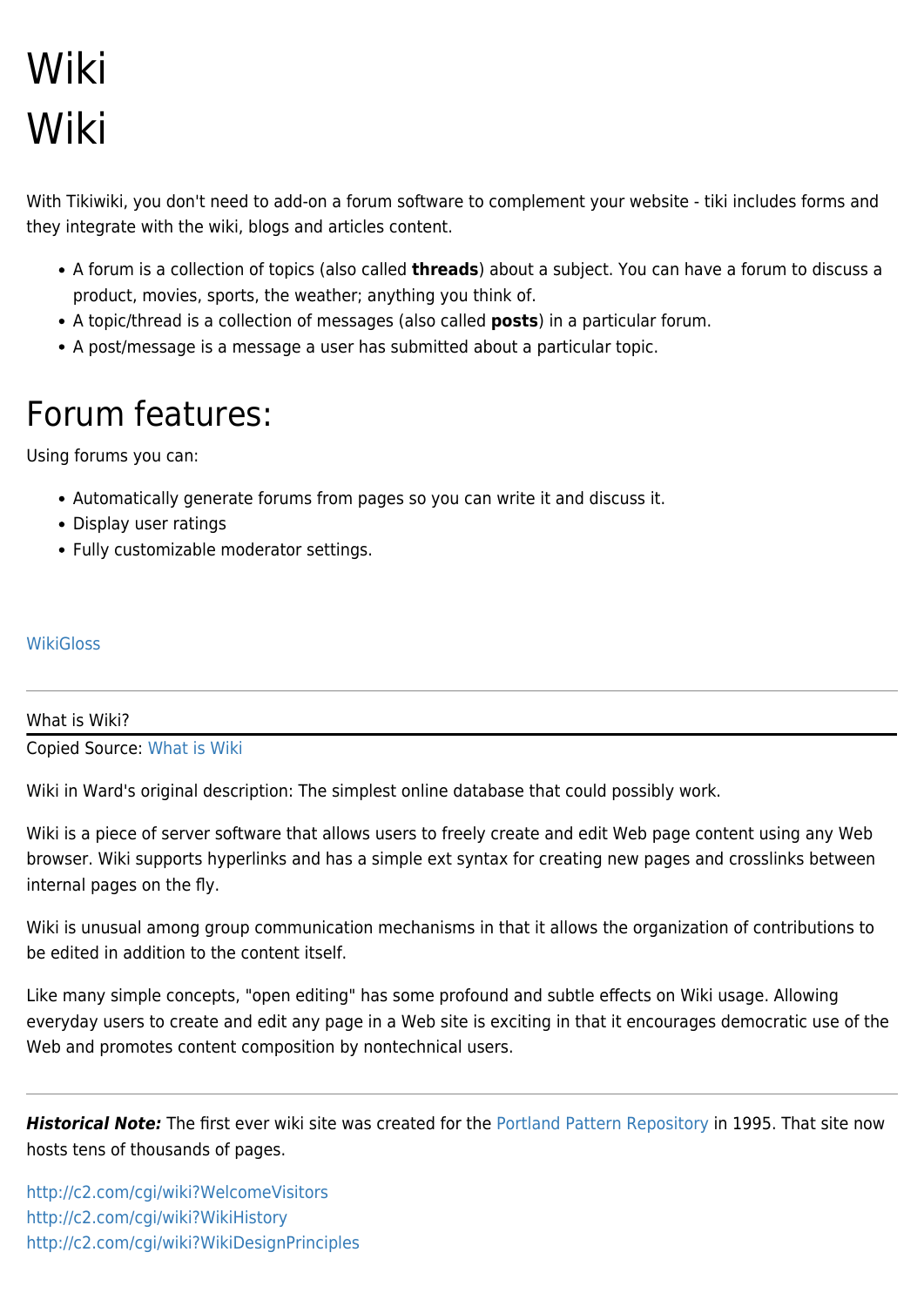# Wiki

# Wiki

With Tikiwiki, you don't need to add-on a forum software to complement your website - tiki includes forms and they integrate with the wiki, blogs and articles content.

- A forum is a collection of topics (also called **threads**) about a subject. You can have a forum to discuss a product, movies, sports, the weather; anything you think of.
- A topic/thread is a collection of messages (also called **posts**) in a particular forum.
- A post/message is a message a user has submitted about a particular topic.

# Forum features:

Using forums you can:

- Automatically generate forums from pages so you can write it and discuss it.
- Display user ratings
- Fully customizable moderator settings.

WikiGloss

---

What is Wiki?

Copied Source: What is Wiki

Wiki in Ward's original description: The simplest online database that could possibly work.

Wiki is a piece of server software that allows users to freely create and edit Web page content using any Web browser. Wiki supports hyperlinks and has a simple ext syntax for creating new pages and crosslinks between internal pages on the fly.

Wiki is unusual among group communication mechanisms in that it allows the organization of contributions to be edited in addition to the content itself.

Like many simple concepts, "open editing" has some profound and subtle effects on Wiki usage. Allowing everyday users to create and edit any page in a Web site is exciting in that it encourages democratic use of the Web and promotes content composition by nontechnical users.

---

***Historical Note:*** The first ever wiki site was created for the Portland Pattern Repository in 1995. That site now hosts tens of thousands of pages.

http://c2.com/cgi/wiki?WelcomeVisitors
http://c2.com/cgi/wiki?WikiHistory
http://c2.com/cgi/wiki?WikiDesignPrinciples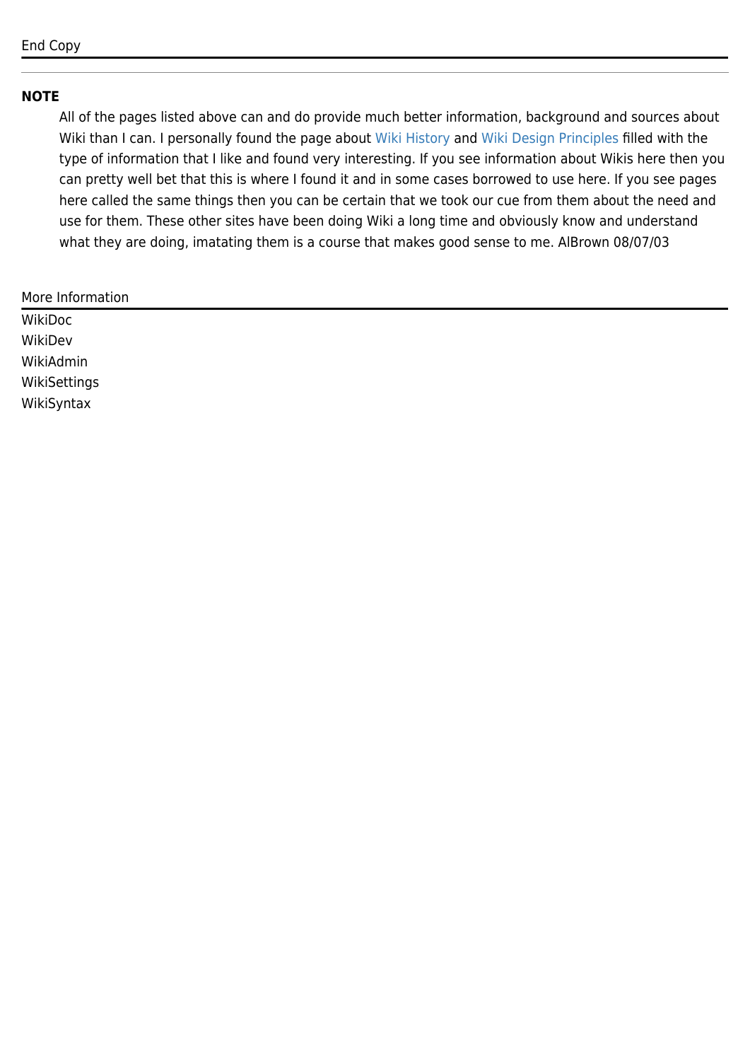End Copy

---

**NOTE**

All of the pages listed above can and do provide much better information, background and sources about Wiki than I can. I personally found the page about Wiki History and Wiki Design Principles filled with the type of information that I like and found very interesting. If you see information about Wikis here then you can pretty well bet that this is where I found it and in some cases borrowed to use here. If you see pages here called the same things then you can be certain that we took our cue from them about the need and use for them. These other sites have been doing Wiki a long time and obviously know and understand what they are doing, imatating them is a course that makes good sense to me. AlBrown 08/07/03

More Information

WikiDoc
WikiDev
WikiAdmin
WikiSettings
WikiSyntax